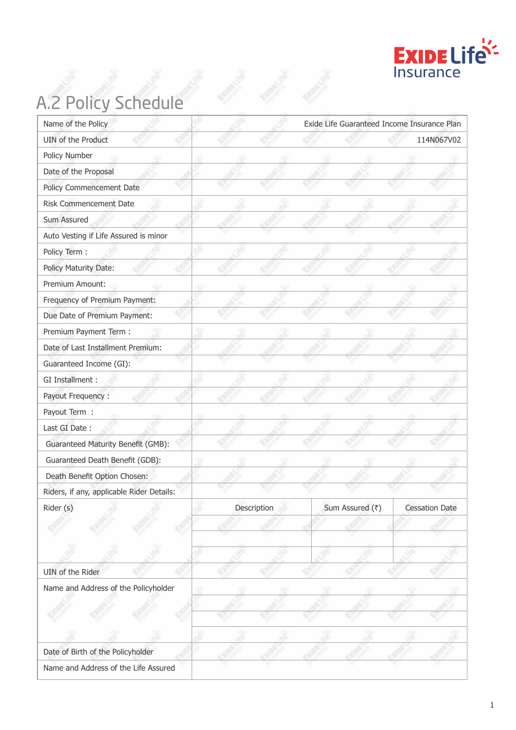# A.2 Policy Schedule

| | | | |
|---|---|---|---|
| Name of the Policy | Exide Life Guaranteed Income Insurance Plan | | |
| UIN of the Product | 114N067V02 | | |
| Policy Number | | | |
| Date of the Proposal | | | |
| Policy Commencement Date | | | |
| Risk Commencement Date | | | |
| Sum Assured | | | |
| Auto Vesting if Life Assured is minor | | | |
| Policy Term : | | | |
| Policy Maturity Date: | | | |
| Premium Amount: | | | |
| Frequency of Premium Payment: | | | |
| Due Date of Premium Payment: | | | |
| Premium Payment Term : | | | |
| Date of Last Installment Premium: | | | |
| Guaranteed Income (GI): | | | |
| GI Installment : | | | |
| Payout Frequency : | | | |
| Payout Term : | | | |
| Last GI Date : | | | |
| Guaranteed Maturity Benefit (GMB): | | | |
| Guaranteed Death Benefit (GDB): | | | |
| Death Benefit Option Chosen: | | | |
| Riders, if any, applicable Rider Details: | | | |
| Rider (s) | Description | Sum Assured (₹) | Cessation Date |
| | | | |
| | | | |
| | | | |
| UIN of the Rider | | | |
| Name and Address of the Policyholder | | | |
| | | | |
| | | | |
| | | | |
| Date of Birth of the Policyholder | | | |
| Name and Address of the Life Assured | | | |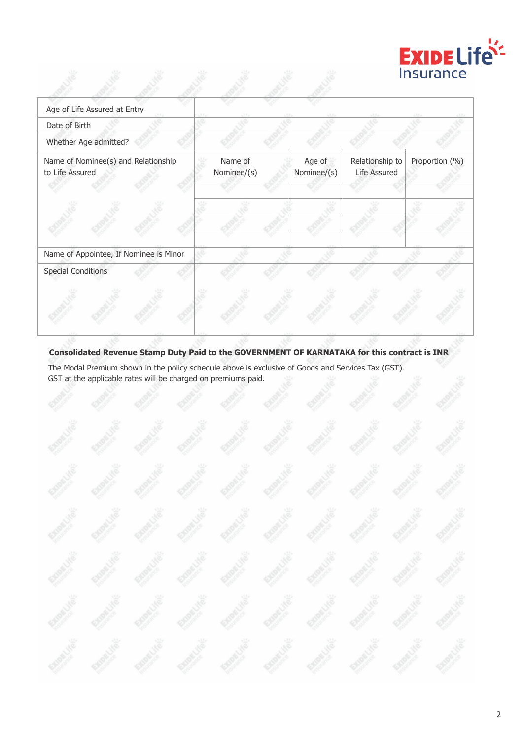| | | | | |
|---|---|---|---|---|
| Age of Life Assured at Entry | | | | |
| Date of Birth | | | | |
| Whether Age admitted? | | | | |
| Name of Nominee(s) and Relationship to Life Assured | Name of Nominee/(s) | Age of Nominee/(s) | Relationship to Life Assured | Proportion (%) |
| | | | | |
| | | | | |
| | | | | |
| | | | | |
| Name of Appointee, If Nominee is Minor | | | | |
| Special Conditions | | | | |

**Consolidated Revenue Stamp Duty Paid to the GOVERNMENT OF KARNATAKA for this contract is INR**

The Modal Premium shown in the policy schedule above is exclusive of Goods and Services Tax (GST).
GST at the applicable rates will be charged on premiums paid.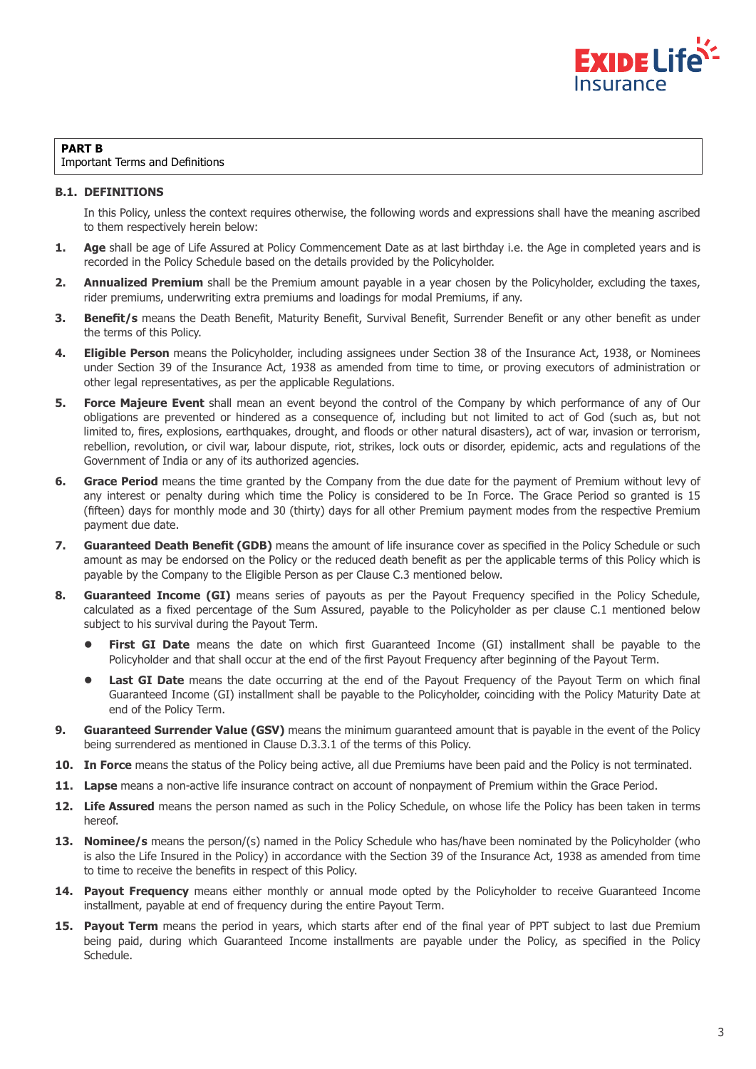**PART B**
Important Terms and Definitions

## B.1. DEFINITIONS

In this Policy, unless the context requires otherwise, the following words and expressions shall have the meaning ascribed to them respectively herein below:

1. **Age** shall be age of Life Assured at Policy Commencement Date as at last birthday i.e. the Age in completed years and is recorded in the Policy Schedule based on the details provided by the Policyholder.
2. **Annualized Premium** shall be the Premium amount payable in a year chosen by the Policyholder, excluding the taxes, rider premiums, underwriting extra premiums and loadings for modal Premiums, if any.
3. **Benefit/s** means the Death Benefit, Maturity Benefit, Survival Benefit, Surrender Benefit or any other benefit as under the terms of this Policy.
4. **Eligible Person** means the Policyholder, including assignees under Section 38 of the Insurance Act, 1938, or Nominees under Section 39 of the Insurance Act, 1938 as amended from time to time, or proving executors of administration or other legal representatives, as per the applicable Regulations.
5. **Force Majeure Event** shall mean an event beyond the control of the Company by which performance of any of Our obligations are prevented or hindered as a consequence of, including but not limited to act of God (such as, but not limited to, fires, explosions, earthquakes, drought, and floods or other natural disasters), act of war, invasion or terrorism, rebellion, revolution, or civil war, labour dispute, riot, strikes, lock outs or disorder, epidemic, acts and regulations of the Government of India or any of its authorized agencies.
6. **Grace Period** means the time granted by the Company from the due date for the payment of Premium without levy of any interest or penalty during which time the Policy is considered to be In Force. The Grace Period so granted is 15 (fifteen) days for monthly mode and 30 (thirty) days for all other Premium payment modes from the respective Premium payment due date.
7. **Guaranteed Death Benefit (GDB)** means the amount of life insurance cover as specified in the Policy Schedule or such amount as may be endorsed on the Policy or the reduced death benefit as per the applicable terms of this Policy which is payable by the Company to the Eligible Person as per Clause C.3 mentioned below.
8. **Guaranteed Income (GI)** means series of payouts as per the Payout Frequency specified in the Policy Schedule, calculated as a fixed percentage of the Sum Assured, payable to the Policyholder as per clause C.1 mentioned below subject to his survival during the Payout Term.
   - **First GI Date** means the date on which first Guaranteed Income (GI) installment shall be payable to the Policyholder and that shall occur at the end of the first Payout Frequency after beginning of the Payout Term.
   - **Last GI Date** means the date occurring at the end of the Payout Frequency of the Payout Term on which final Guaranteed Income (GI) installment shall be payable to the Policyholder, coinciding with the Policy Maturity Date at end of the Policy Term.
9. **Guaranteed Surrender Value (GSV)** means the minimum guaranteed amount that is payable in the event of the Policy being surrendered as mentioned in Clause D.3.3.1 of the terms of this Policy.
10. **In Force** means the status of the Policy being active, all due Premiums have been paid and the Policy is not terminated.
11. **Lapse** means a non-active life insurance contract on account of nonpayment of Premium within the Grace Period.
12. **Life Assured** means the person named as such in the Policy Schedule, on whose life the Policy has been taken in terms hereof.
13. **Nominee/s** means the person/(s) named in the Policy Schedule who has/have been nominated by the Policyholder (who is also the Life Insured in the Policy) in accordance with the Section 39 of the Insurance Act, 1938 as amended from time to time to receive the benefits in respect of this Policy.
14. **Payout Frequency** means either monthly or annual mode opted by the Policyholder to receive Guaranteed Income installment, payable at end of frequency during the entire Payout Term.
15. **Payout Term** means the period in years, which starts after end of the final year of PPT subject to last due Premium being paid, during which Guaranteed Income installments are payable under the Policy, as specified in the Policy Schedule.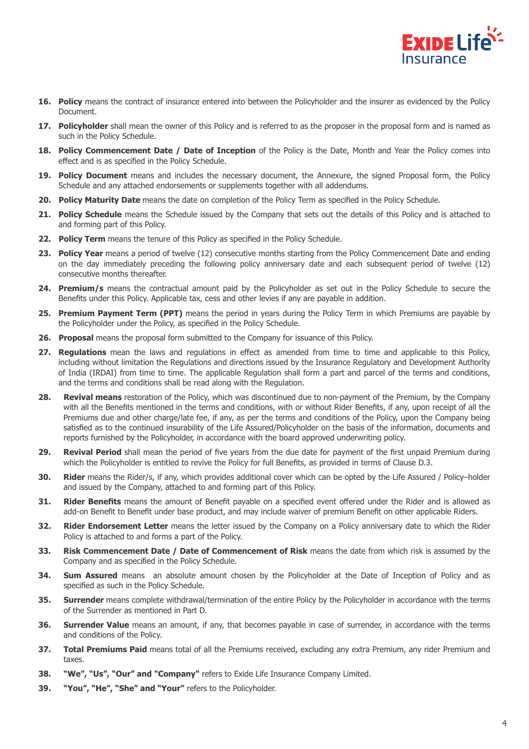16. **Policy** means the contract of insurance entered into between the Policyholder and the insurer as evidenced by the Policy Document.
17. **Policyholder** shall mean the owner of this Policy and is referred to as the proposer in the proposal form and is named as such in the Policy Schedule.
18. **Policy Commencement Date / Date of Inception** of the Policy is the Date, Month and Year the Policy comes into effect and is as specified in the Policy Schedule.
19. **Policy Document** means and includes the necessary document, the Annexure, the signed Proposal form, the Policy Schedule and any attached endorsements or supplements together with all addendums.
20. **Policy Maturity Date** means the date on completion of the Policy Term as specified in the Policy Schedule.
21. **Policy Schedule** means the Schedule issued by the Company that sets out the details of this Policy and is attached to and forming part of this Policy.
22. **Policy Term** means the tenure of this Policy as specified in the Policy Schedule.
23. **Policy Year** means a period of twelve (12) consecutive months starting from the Policy Commencement Date and ending on the day immediately preceding the following policy anniversary date and each subsequent period of twelve (12) consecutive months thereafter.
24. **Premium/s** means the contractual amount paid by the Policyholder as set out in the Policy Schedule to secure the Benefits under this Policy. Applicable tax, cess and other levies if any are payable in addition.
25. **Premium Payment Term (PPT)** means the period in years during the Policy Term in which Premiums are payable by the Policyholder under the Policy, as specified in the Policy Schedule.
26. **Proposal** means the proposal form submitted to the Company for issuance of this Policy.
27. **Regulations** mean the laws and regulations in effect as amended from time to time and applicable to this Policy, including without limitation the Regulations and directions issued by the Insurance Regulatory and Development Authority of India (IRDAI) from time to time. The applicable Regulation shall form a part and parcel of the terms and conditions, and the terms and conditions shall be read along with the Regulation.
28. **Revival means** restoration of the Policy, which was discontinued due to non-payment of the Premium, by the Company with all the Benefits mentioned in the terms and conditions, with or without Rider Benefits, if any, upon receipt of all the Premiums due and other charge/late fee, if any, as per the terms and conditions of the Policy, upon the Company being satisfied as to the continued insurability of the Life Assured/Policyholder on the basis of the information, documents and reports furnished by the Policyholder, in accordance with the board approved underwriting policy.
29. **Revival Period** shall mean the period of five years from the due date for payment of the first unpaid Premium during which the Policyholder is entitled to revive the Policy for full Benefits, as provided in terms of Clause D.3.
30. **Rider** means the Rider/s, if any, which provides additional cover which can be opted by the Life Assured / Policy–holder and issued by the Company, attached to and forming part of this Policy.
31. **Rider Benefits** means the amount of Benefit payable on a specified event offered under the Rider and is allowed as add-on Benefit to Benefit under base product, and may include waiver of premium Benefit on other applicable Riders.
32. **Rider Endorsement Letter** means the letter issued by the Company on a Policy anniversary date to which the Rider Policy is attached to and forms a part of the Policy.
33. **Risk Commencement Date / Date of Commencement of Risk** means the date from which risk is assumed by the Company and as specified in the Policy Schedule.
34. **Sum Assured** means an absolute amount chosen by the Policyholder at the Date of Inception of Policy and as specified as such in the Policy Schedule.
35. **Surrender** means complete withdrawal/termination of the entire Policy by the Policyholder in accordance with the terms of the Surrender as mentioned in Part D.
36. **Surrender Value** means an amount, if any, that becomes payable in case of surrender, in accordance with the terms and conditions of the Policy.
37. **Total Premiums Paid** means total of all the Premiums received, excluding any extra Premium, any rider Premium and taxes.
38. **"We", "Us", "Our" and "Company"** refers to Exide Life Insurance Company Limited.
39. **"You", "He", "She" and "Your"** refers to the Policyholder.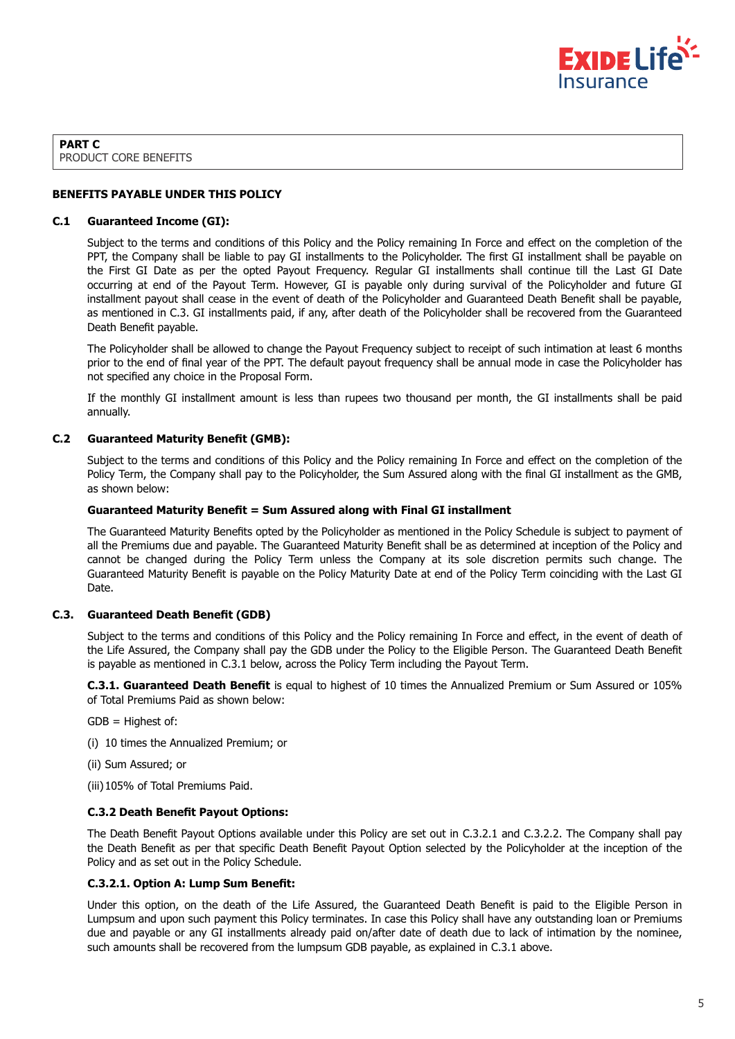**PART C**
PRODUCT CORE BENEFITS

**BENEFITS PAYABLE UNDER THIS POLICY**

**C.1 Guaranteed Income (GI):**

Subject to the terms and conditions of this Policy and the Policy remaining In Force and effect on the completion of the PPT, the Company shall be liable to pay GI installments to the Policyholder. The first GI installment shall be payable on the First GI Date as per the opted Payout Frequency. Regular GI installments shall continue till the Last GI Date occurring at end of the Payout Term. However, GI is payable only during survival of the Policyholder and future GI installment payout shall cease in the event of death of the Policyholder and Guaranteed Death Benefit shall be payable, as mentioned in C.3. GI installments paid, if any, after death of the Policyholder shall be recovered from the Guaranteed Death Benefit payable.

The Policyholder shall be allowed to change the Payout Frequency subject to receipt of such intimation at least 6 months prior to the end of final year of the PPT. The default payout frequency shall be annual mode in case the Policyholder has not specified any choice in the Proposal Form.

If the monthly GI installment amount is less than rupees two thousand per month, the GI installments shall be paid annually.

**C.2 Guaranteed Maturity Benefit (GMB):**

Subject to the terms and conditions of this Policy and the Policy remaining In Force and effect on the completion of the Policy Term, the Company shall pay to the Policyholder, the Sum Assured along with the final GI installment as the GMB, as shown below:

**Guaranteed Maturity Benefit = Sum Assured along with Final GI installment**

The Guaranteed Maturity Benefits opted by the Policyholder as mentioned in the Policy Schedule is subject to payment of all the Premiums due and payable. The Guaranteed Maturity Benefit shall be as determined at inception of the Policy and cannot be changed during the Policy Term unless the Company at its sole discretion permits such change. The Guaranteed Maturity Benefit is payable on the Policy Maturity Date at end of the Policy Term coinciding with the Last GI Date.

**C.3. Guaranteed Death Benefit (GDB)**

Subject to the terms and conditions of this Policy and the Policy remaining In Force and effect, in the event of death of the Life Assured, the Company shall pay the GDB under the Policy to the Eligible Person. The Guaranteed Death Benefit is payable as mentioned in C.3.1 below, across the Policy Term including the Payout Term.

**C.3.1. Guaranteed Death Benefit** is equal to highest of 10 times the Annualized Premium or Sum Assured or 105% of Total Premiums Paid as shown below:

GDB = Highest of:

(i) 10 times the Annualized Premium; or

(ii) Sum Assured; or

(iii) 105% of Total Premiums Paid.

**C.3.2 Death Benefit Payout Options:**

The Death Benefit Payout Options available under this Policy are set out in C.3.2.1 and C.3.2.2. The Company shall pay the Death Benefit as per that specific Death Benefit Payout Option selected by the Policyholder at the inception of the Policy and as set out in the Policy Schedule.

**C.3.2.1. Option A: Lump Sum Benefit:**

Under this option, on the death of the Life Assured, the Guaranteed Death Benefit is paid to the Eligible Person in Lumpsum and upon such payment this Policy terminates. In case this Policy shall have any outstanding loan or Premiums due and payable or any GI installments already paid on/after date of death due to lack of intimation by the nominee, such amounts shall be recovered from the lumpsum GDB payable, as explained in C.3.1 above.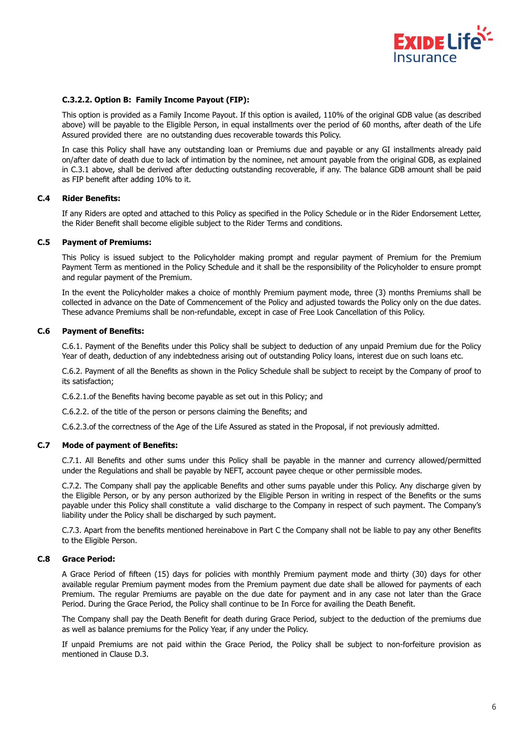#### C.3.2.2. Option B: Family Income Payout (FIP):

This option is provided as a Family Income Payout. If this option is availed, 110% of the original GDB value (as described above) will be payable to the Eligible Person, in equal installments over the period of 60 months, after death of the Life Assured provided there are no outstanding dues recoverable towards this Policy.

In case this Policy shall have any outstanding loan or Premiums due and payable or any GI installments already paid on/after date of death due to lack of intimation by the nominee, net amount payable from the original GDB, as explained in C.3.1 above, shall be derived after deducting outstanding recoverable, if any. The balance GDB amount shall be paid as FIP benefit after adding 10% to it.

### C.4 Rider Benefits:

If any Riders are opted and attached to this Policy as specified in the Policy Schedule or in the Rider Endorsement Letter, the Rider Benefit shall become eligible subject to the Rider Terms and conditions.

### C.5 Payment of Premiums:

This Policy is issued subject to the Policyholder making prompt and regular payment of Premium for the Premium Payment Term as mentioned in the Policy Schedule and it shall be the responsibility of the Policyholder to ensure prompt and regular payment of the Premium.

In the event the Policyholder makes a choice of monthly Premium payment mode, three (3) months Premiums shall be collected in advance on the Date of Commencement of the Policy and adjusted towards the Policy only on the due dates. These advance Premiums shall be non-refundable, except in case of Free Look Cancellation of this Policy.

### C.6 Payment of Benefits:

C.6.1. Payment of the Benefits under this Policy shall be subject to deduction of any unpaid Premium due for the Policy Year of death, deduction of any indebtedness arising out of outstanding Policy loans, interest due on such loans etc.

C.6.2. Payment of all the Benefits as shown in the Policy Schedule shall be subject to receipt by the Company of proof to its satisfaction;

C.6.2.1.of the Benefits having become payable as set out in this Policy; and

C.6.2.2. of the title of the person or persons claiming the Benefits; and

C.6.2.3.of the correctness of the Age of the Life Assured as stated in the Proposal, if not previously admitted.

### C.7 Mode of payment of Benefits:

C.7.1. All Benefits and other sums under this Policy shall be payable in the manner and currency allowed/permitted under the Regulations and shall be payable by NEFT, account payee cheque or other permissible modes.

C.7.2. The Company shall pay the applicable Benefits and other sums payable under this Policy. Any discharge given by the Eligible Person, or by any person authorized by the Eligible Person in writing in respect of the Benefits or the sums payable under this Policy shall constitute a valid discharge to the Company in respect of such payment. The Company's liability under the Policy shall be discharged by such payment.

C.7.3. Apart from the benefits mentioned hereinabove in Part C the Company shall not be liable to pay any other Benefits to the Eligible Person.

### C.8 Grace Period:

A Grace Period of fifteen (15) days for policies with monthly Premium payment mode and thirty (30) days for other available regular Premium payment modes from the Premium payment due date shall be allowed for payments of each Premium. The regular Premiums are payable on the due date for payment and in any case not later than the Grace Period. During the Grace Period, the Policy shall continue to be In Force for availing the Death Benefit.

The Company shall pay the Death Benefit for death during Grace Period, subject to the deduction of the premiums due as well as balance premiums for the Policy Year, if any under the Policy.

If unpaid Premiums are not paid within the Grace Period, the Policy shall be subject to non-forfeiture provision as mentioned in Clause D.3.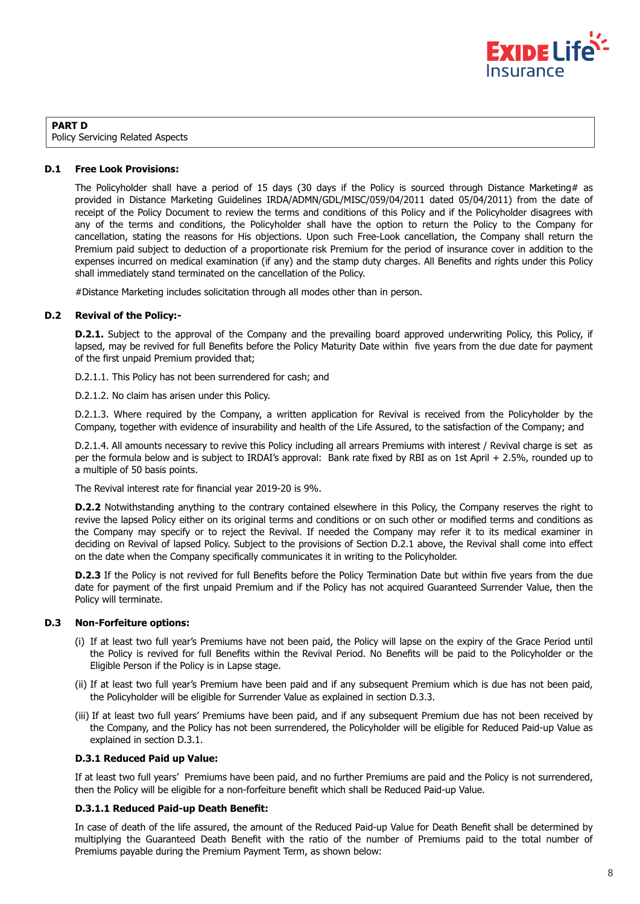**PART D**
Policy Servicing Related Aspects

### D.1 Free Look Provisions:

The Policyholder shall have a period of 15 days (30 days if the Policy is sourced through Distance Marketing# as provided in Distance Marketing Guidelines IRDA/ADMN/GDL/MISC/059/04/2011 dated 05/04/2011) from the date of receipt of the Policy Document to review the terms and conditions of this Policy and if the Policyholder disagrees with any of the terms and conditions, the Policyholder shall have the option to return the Policy to the Company for cancellation, stating the reasons for His objections. Upon such Free-Look cancellation, the Company shall return the Premium paid subject to deduction of a proportionate risk Premium for the period of insurance cover in addition to the expenses incurred on medical examination (if any) and the stamp duty charges. All Benefits and rights under this Policy shall immediately stand terminated on the cancellation of the Policy.

#Distance Marketing includes solicitation through all modes other than in person.

### D.2 Revival of the Policy:-

**D.2.1.** Subject to the approval of the Company and the prevailing board approved underwriting Policy, this Policy, if lapsed, may be revived for full Benefits before the Policy Maturity Date within five years from the due date for payment of the first unpaid Premium provided that;

D.2.1.1. This Policy has not been surrendered for cash; and

D.2.1.2. No claim has arisen under this Policy.

D.2.1.3. Where required by the Company, a written application for Revival is received from the Policyholder by the Company, together with evidence of insurability and health of the Life Assured, to the satisfaction of the Company; and

D.2.1.4. All amounts necessary to revive this Policy including all arrears Premiums with interest / Revival charge is set as per the formula below and is subject to IRDAI's approval: Bank rate fixed by RBI as on 1st April + 2.5%, rounded up to a multiple of 50 basis points.

The Revival interest rate for financial year 2019-20 is 9%.

**D.2.2** Notwithstanding anything to the contrary contained elsewhere in this Policy, the Company reserves the right to revive the lapsed Policy either on its original terms and conditions or on such other or modified terms and conditions as the Company may specify or to reject the Revival. If needed the Company may refer it to its medical examiner in deciding on Revival of lapsed Policy. Subject to the provisions of Section D.2.1 above, the Revival shall come into effect on the date when the Company specifically communicates it in writing to the Policyholder.

**D.2.3** If the Policy is not revived for full Benefits before the Policy Termination Date but within five years from the due date for payment of the first unpaid Premium and if the Policy has not acquired Guaranteed Surrender Value, then the Policy will terminate.

### D.3 Non-Forfeiture options:

(i) If at least two full year's Premiums have not been paid, the Policy will lapse on the expiry of the Grace Period until the Policy is revived for full Benefits within the Revival Period. No Benefits will be paid to the Policyholder or the Eligible Person if the Policy is in Lapse stage.

(ii) If at least two full year's Premium have been paid and if any subsequent Premium which is due has not been paid, the Policyholder will be eligible for Surrender Value as explained in section D.3.3.

(iii) If at least two full years' Premiums have been paid, and if any subsequent Premium due has not been received by the Company, and the Policy has not been surrendered, the Policyholder will be eligible for Reduced Paid-up Value as explained in section D.3.1.

#### D.3.1 Reduced Paid up Value:

If at least two full years' Premiums have been paid, and no further Premiums are paid and the Policy is not surrendered, then the Policy will be eligible for a non-forfeiture benefit which shall be Reduced Paid-up Value.

#### D.3.1.1 Reduced Paid-up Death Benefit:

In case of death of the life assured, the amount of the Reduced Paid-up Value for Death Benefit shall be determined by multiplying the Guaranteed Death Benefit with the ratio of the number of Premiums paid to the total number of Premiums payable during the Premium Payment Term, as shown below: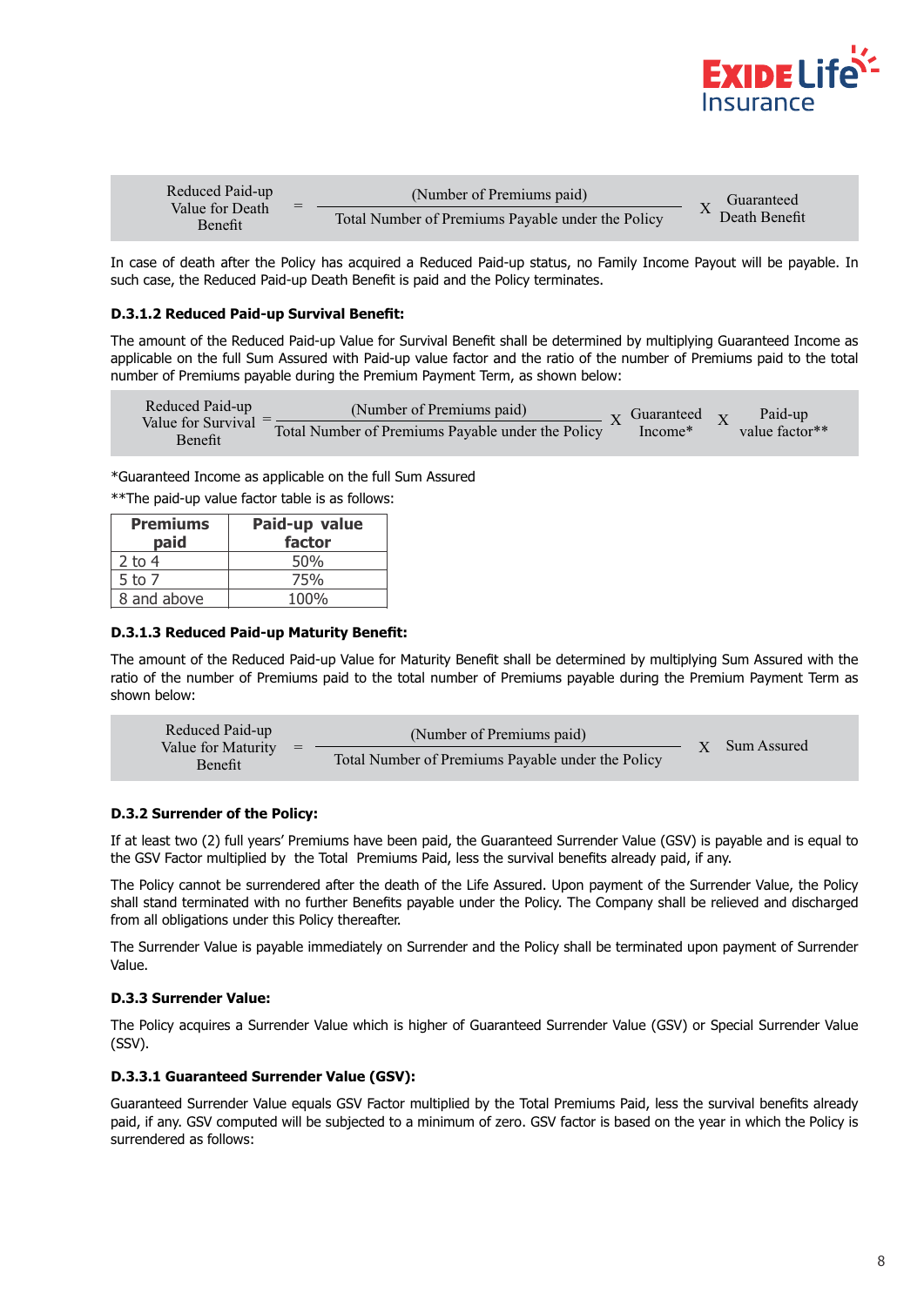$$\text{Reduced Paid-up Value for Death Benefit} = \frac{\text{(Number of Premiums paid)}}{\text{Total Number of Premiums Payable under the Policy}} \times \text{Guaranteed Death Benefit}$$

In case of death after the Policy has acquired a Reduced Paid-up status, no Family Income Payout will be payable. In such case, the Reduced Paid-up Death Benefit is paid and the Policy terminates.

#### D.3.1.2 Reduced Paid-up Survival Benefit:

The amount of the Reduced Paid-up Value for Survival Benefit shall be determined by multiplying Guaranteed Income as applicable on the full Sum Assured with Paid-up value factor and the ratio of the number of Premiums paid to the total number of Premiums payable during the Premium Payment Term, as shown below:

$$\text{Reduced Paid-up Value for Survival Benefit} = \frac{\text{(Number of Premiums paid)}}{\text{Total Number of Premiums Payable under the Policy}} \times \text{Guaranteed Income*} \times \text{Paid-up value factor**}$$

*Guaranteed Income as applicable on the full Sum Assured

**The paid-up value factor table is as follows:

| Premiums paid | Paid-up value factor |
|---|---|
| 2 to 4 | 50% |
| 5 to 7 | 75% |
| 8 and above | 100% |

#### D.3.1.3 Reduced Paid-up Maturity Benefit:

The amount of the Reduced Paid-up Value for Maturity Benefit shall be determined by multiplying Sum Assured with the ratio of the number of Premiums paid to the total number of Premiums payable during the Premium Payment Term as shown below:

$$\text{Reduced Paid-up Value for Maturity Benefit} = \frac{\text{(Number of Premiums paid)}}{\text{Total Number of Premiums Payable under the Policy}} \times \text{Sum Assured}$$

#### D.3.2 Surrender of the Policy:

If at least two (2) full years' Premiums have been paid, the Guaranteed Surrender Value (GSV) is payable and is equal to the GSV Factor multiplied by the Total Premiums Paid, less the survival benefits already paid, if any.

The Policy cannot be surrendered after the death of the Life Assured. Upon payment of the Surrender Value, the Policy shall stand terminated with no further Benefits payable under the Policy. The Company shall be relieved and discharged from all obligations under this Policy thereafter.

The Surrender Value is payable immediately on Surrender and the Policy shall be terminated upon payment of Surrender Value.

#### D.3.3 Surrender Value:

The Policy acquires a Surrender Value which is higher of Guaranteed Surrender Value (GSV) or Special Surrender Value (SSV).

#### D.3.3.1 Guaranteed Surrender Value (GSV):

Guaranteed Surrender Value equals GSV Factor multiplied by the Total Premiums Paid, less the survival benefits already paid, if any. GSV computed will be subjected to a minimum of zero. GSV factor is based on the year in which the Policy is surrendered as follows: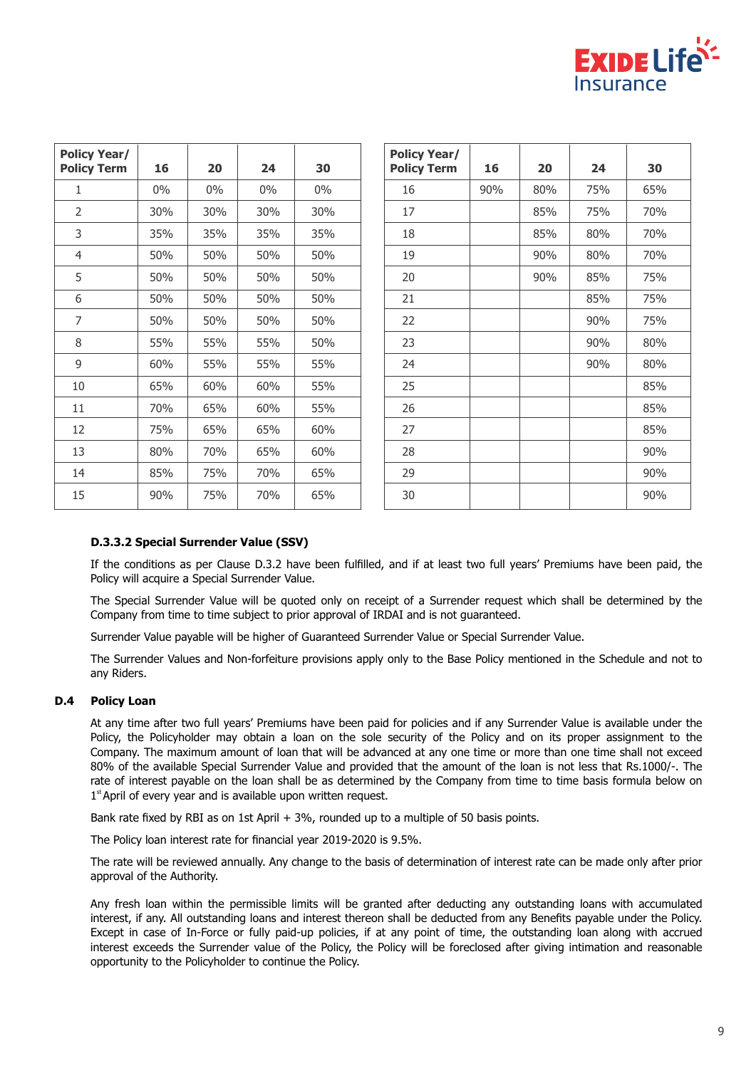| Policy Year/ Policy Term | 16 | 20 | 24 | 30 |
|---|---|---|---|---|
| 1 | 0% | 0% | 0% | 0% |
| 2 | 30% | 30% | 30% | 30% |
| 3 | 35% | 35% | 35% | 35% |
| 4 | 50% | 50% | 50% | 50% |
| 5 | 50% | 50% | 50% | 50% |
| 6 | 50% | 50% | 50% | 50% |
| 7 | 50% | 50% | 50% | 50% |
| 8 | 55% | 55% | 55% | 50% |
| 9 | 60% | 55% | 55% | 55% |
| 10 | 65% | 60% | 60% | 55% |
| 11 | 70% | 65% | 60% | 55% |
| 12 | 75% | 65% | 65% | 60% |
| 13 | 80% | 70% | 65% | 60% |
| 14 | 85% | 75% | 70% | 65% |
| 15 | 90% | 75% | 70% | 65% |
| 16 | 90% | 80% | 75% | 65% |
| 17 | | 85% | 75% | 70% |
| 18 | | 85% | 80% | 70% |
| 19 | | 90% | 80% | 70% |
| 20 | | 90% | 85% | 75% |
| 21 | | | 85% | 75% |
| 22 | | | 90% | 75% |
| 23 | | | 90% | 80% |
| 24 | | | 90% | 80% |
| 25 | | | | 85% |
| 26 | | | | 85% |
| 27 | | | | 85% |
| 28 | | | | 90% |
| 29 | | | | 90% |
| 30 | | | | 90% |

#### D.3.3.2 Special Surrender Value (SSV)

If the conditions as per Clause D.3.2 have been fulfilled, and if at least two full years' Premiums have been paid, the Policy will acquire a Special Surrender Value.

The Special Surrender Value will be quoted only on receipt of a Surrender request which shall be determined by the Company from time to time subject to prior approval of IRDAI and is not guaranteed.

Surrender Value payable will be higher of Guaranteed Surrender Value or Special Surrender Value.

The Surrender Values and Non-forfeiture provisions apply only to the Base Policy mentioned in the Schedule and not to any Riders.

### D.4 Policy Loan

At any time after two full years' Premiums have been paid for policies and if any Surrender Value is available under the Policy, the Policyholder may obtain a loan on the sole security of the Policy and on its proper assignment to the Company. The maximum amount of loan that will be advanced at any one time or more than one time shall not exceed 80% of the available Special Surrender Value and provided that the amount of the loan is not less that Rs.1000/-. The rate of interest payable on the loan shall be as determined by the Company from time to time basis formula below on 1st April of every year and is available upon written request.

Bank rate fixed by RBI as on 1st April + 3%, rounded up to a multiple of 50 basis points.

The Policy loan interest rate for financial year 2019-2020 is 9.5%.

The rate will be reviewed annually. Any change to the basis of determination of interest rate can be made only after prior approval of the Authority.

Any fresh loan within the permissible limits will be granted after deducting any outstanding loans with accumulated interest, if any. All outstanding loans and interest thereon shall be deducted from any Benefits payable under the Policy. Except in case of In-Force or fully paid-up policies, if at any point of time, the outstanding loan along with accrued interest exceeds the Surrender value of the Policy, the Policy will be foreclosed after giving intimation and reasonable opportunity to the Policyholder to continue the Policy.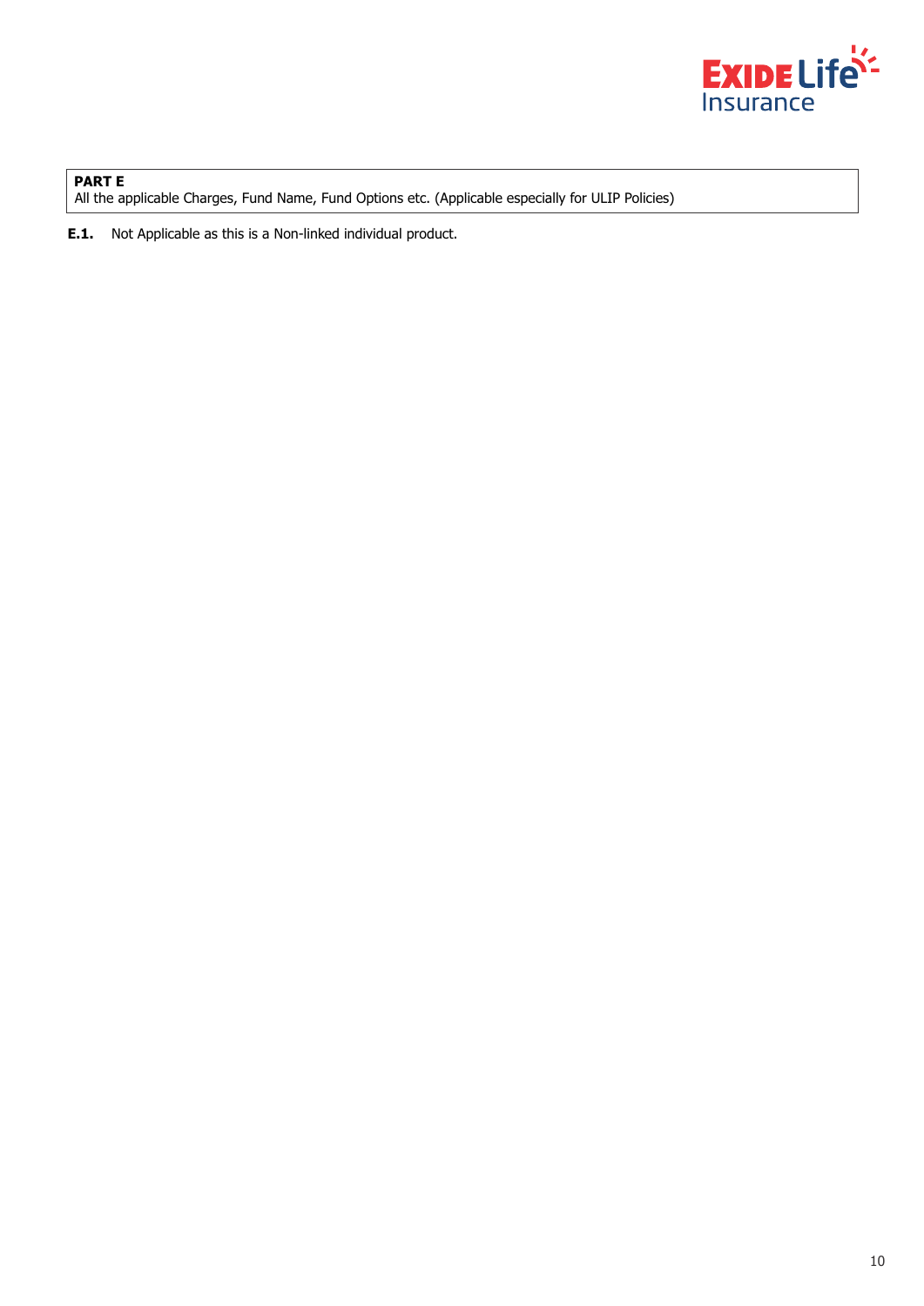**PART E**
All the applicable Charges, Fund Name, Fund Options etc. (Applicable especially for ULIP Policies)

**E.1.** Not Applicable as this is a Non-linked individual product.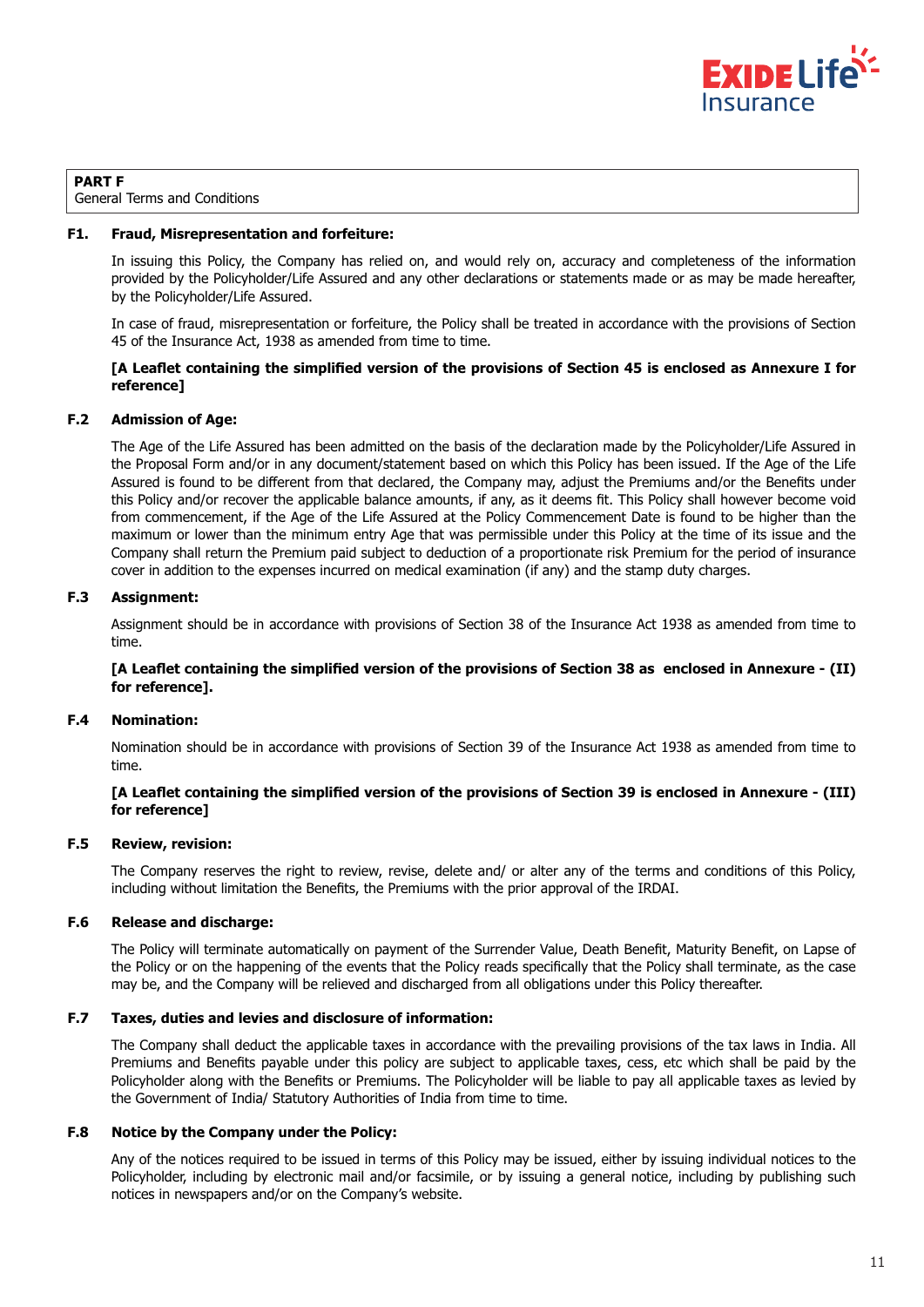**PART F**
General Terms and Conditions

### F1. Fraud, Misrepresentation and forfeiture:

In issuing this Policy, the Company has relied on, and would rely on, accuracy and completeness of the information provided by the Policyholder/Life Assured and any other declarations or statements made or as may be made hereafter, by the Policyholder/Life Assured.

In case of fraud, misrepresentation or forfeiture, the Policy shall be treated in accordance with the provisions of Section 45 of the Insurance Act, 1938 as amended from time to time.

**[A Leaflet containing the simplified version of the provisions of Section 45 is enclosed as Annexure I for reference]**

### F.2 Admission of Age:

The Age of the Life Assured has been admitted on the basis of the declaration made by the Policyholder/Life Assured in the Proposal Form and/or in any document/statement based on which this Policy has been issued. If the Age of the Life Assured is found to be different from that declared, the Company may, adjust the Premiums and/or the Benefits under this Policy and/or recover the applicable balance amounts, if any, as it deems fit. This Policy shall however become void from commencement, if the Age of the Life Assured at the Policy Commencement Date is found to be higher than the maximum or lower than the minimum entry Age that was permissible under this Policy at the time of its issue and the Company shall return the Premium paid subject to deduction of a proportionate risk Premium for the period of insurance cover in addition to the expenses incurred on medical examination (if any) and the stamp duty charges.

### F.3 Assignment:

Assignment should be in accordance with provisions of Section 38 of the Insurance Act 1938 as amended from time to time.

**[A Leaflet containing the simplified version of the provisions of Section 38 as enclosed in Annexure - (II) for reference].**

### F.4 Nomination:

Nomination should be in accordance with provisions of Section 39 of the Insurance Act 1938 as amended from time to time.

**[A Leaflet containing the simplified version of the provisions of Section 39 is enclosed in Annexure - (III) for reference]**

### F.5 Review, revision:

The Company reserves the right to review, revise, delete and/ or alter any of the terms and conditions of this Policy, including without limitation the Benefits, the Premiums with the prior approval of the IRDAI.

### F.6 Release and discharge:

The Policy will terminate automatically on payment of the Surrender Value, Death Benefit, Maturity Benefit, on Lapse of the Policy or on the happening of the events that the Policy reads specifically that the Policy shall terminate, as the case may be, and the Company will be relieved and discharged from all obligations under this Policy thereafter.

### F.7 Taxes, duties and levies and disclosure of information:

The Company shall deduct the applicable taxes in accordance with the prevailing provisions of the tax laws in India. All Premiums and Benefits payable under this policy are subject to applicable taxes, cess, etc which shall be paid by the Policyholder along with the Benefits or Premiums. The Policyholder will be liable to pay all applicable taxes as levied by the Government of India/ Statutory Authorities of India from time to time.

### F.8 Notice by the Company under the Policy:

Any of the notices required to be issued in terms of this Policy may be issued, either by issuing individual notices to the Policyholder, including by electronic mail and/or facsimile, or by issuing a general notice, including by publishing such notices in newspapers and/or on the Company's website.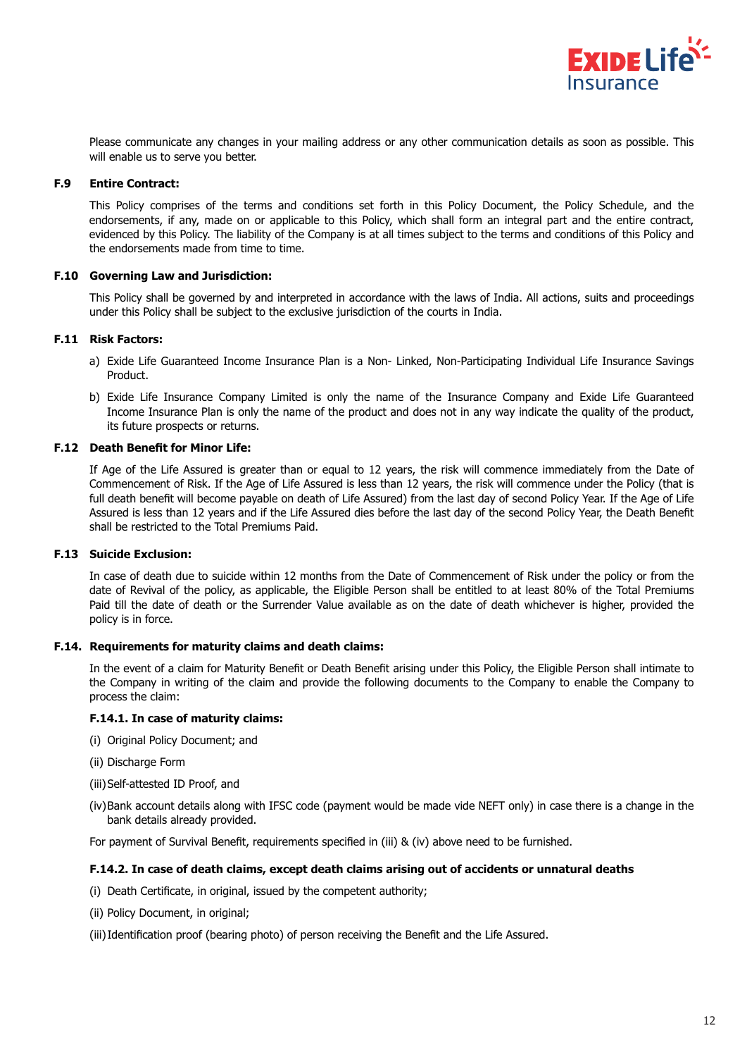Please communicate any changes in your mailing address or any other communication details as soon as possible. This will enable us to serve you better.

### F.9 Entire Contract:

This Policy comprises of the terms and conditions set forth in this Policy Document, the Policy Schedule, and the endorsements, if any, made on or applicable to this Policy, which shall form an integral part and the entire contract, evidenced by this Policy. The liability of the Company is at all times subject to the terms and conditions of this Policy and the endorsements made from time to time.

### F.10 Governing Law and Jurisdiction:

This Policy shall be governed by and interpreted in accordance with the laws of India. All actions, suits and proceedings under this Policy shall be subject to the exclusive jurisdiction of the courts in India.

### F.11 Risk Factors:

a) Exide Life Guaranteed Income Insurance Plan is a Non- Linked, Non-Participating Individual Life Insurance Savings Product.

b) Exide Life Insurance Company Limited is only the name of the Insurance Company and Exide Life Guaranteed Income Insurance Plan is only the name of the product and does not in any way indicate the quality of the product, its future prospects or returns.

### F.12 Death Benefit for Minor Life:

If Age of the Life Assured is greater than or equal to 12 years, the risk will commence immediately from the Date of Commencement of Risk. If the Age of Life Assured is less than 12 years, the risk will commence under the Policy (that is full death benefit will become payable on death of Life Assured) from the last day of second Policy Year. If the Age of Life Assured is less than 12 years and if the Life Assured dies before the last day of the second Policy Year, the Death Benefit shall be restricted to the Total Premiums Paid.

### F.13 Suicide Exclusion:

In case of death due to suicide within 12 months from the Date of Commencement of Risk under the policy or from the date of Revival of the policy, as applicable, the Eligible Person shall be entitled to at least 80% of the Total Premiums Paid till the date of death or the Surrender Value available as on the date of death whichever is higher, provided the policy is in force.

### F.14. Requirements for maturity claims and death claims:

In the event of a claim for Maturity Benefit or Death Benefit arising under this Policy, the Eligible Person shall intimate to the Company in writing of the claim and provide the following documents to the Company to enable the Company to process the claim:

#### F.14.1. In case of maturity claims:

(i) Original Policy Document; and

(ii) Discharge Form

(iii) Self-attested ID Proof, and

(iv) Bank account details along with IFSC code (payment would be made vide NEFT only) in case there is a change in the bank details already provided.

For payment of Survival Benefit, requirements specified in (iii) & (iv) above need to be furnished.

#### F.14.2. In case of death claims, except death claims arising out of accidents or unnatural deaths

(i) Death Certificate, in original, issued by the competent authority;

(ii) Policy Document, in original;

(iii) Identification proof (bearing photo) of person receiving the Benefit and the Life Assured.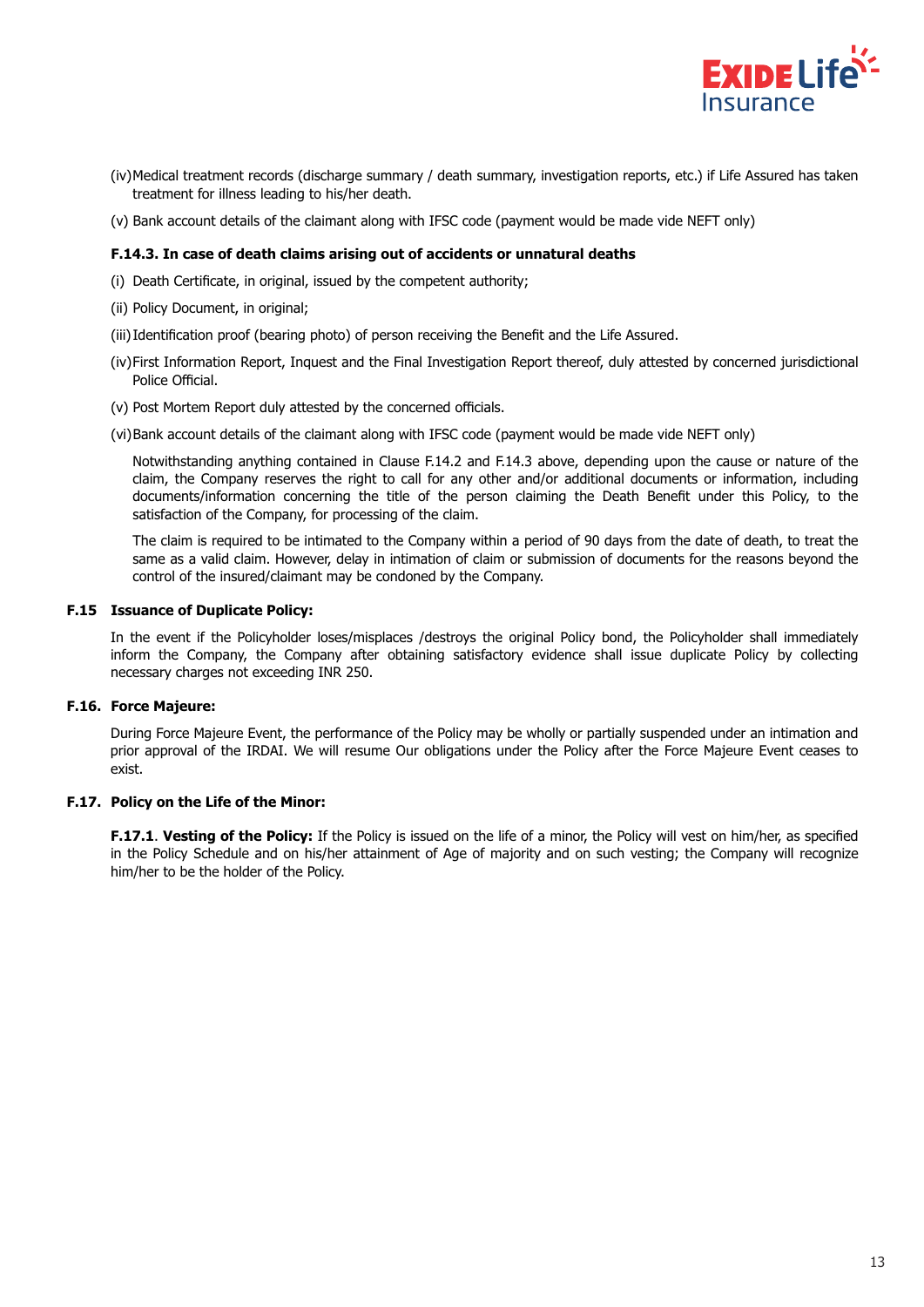(iv) Medical treatment records (discharge summary / death summary, investigation reports, etc.) if Life Assured has taken treatment for illness leading to his/her death.

(v) Bank account details of the claimant along with IFSC code (payment would be made vide NEFT only)

**F.14.3. In case of death claims arising out of accidents or unnatural deaths**

(i) Death Certificate, in original, issued by the competent authority;

(ii) Policy Document, in original;

(iii) Identification proof (bearing photo) of person receiving the Benefit and the Life Assured.

(iv) First Information Report, Inquest and the Final Investigation Report thereof, duly attested by concerned jurisdictional Police Official.

(v) Post Mortem Report duly attested by the concerned officials.

(vi) Bank account details of the claimant along with IFSC code (payment would be made vide NEFT only)

Notwithstanding anything contained in Clause F.14.2 and F.14.3 above, depending upon the cause or nature of the claim, the Company reserves the right to call for any other and/or additional documents or information, including documents/information concerning the title of the person claiming the Death Benefit under this Policy, to the satisfaction of the Company, for processing of the claim.

The claim is required to be intimated to the Company within a period of 90 days from the date of death, to treat the same as a valid claim. However, delay in intimation of claim or submission of documents for the reasons beyond the control of the insured/claimant may be condoned by the Company.

**F.15 Issuance of Duplicate Policy:**

In the event if the Policyholder loses/misplaces /destroys the original Policy bond, the Policyholder shall immediately inform the Company, the Company after obtaining satisfactory evidence shall issue duplicate Policy by collecting necessary charges not exceeding INR 250.

**F.16. Force Majeure:**

During Force Majeure Event, the performance of the Policy may be wholly or partially suspended under an intimation and prior approval of the IRDAI. We will resume Our obligations under the Policy after the Force Majeure Event ceases to exist.

**F.17. Policy on the Life of the Minor:**

**F.17.1**. **Vesting of the Policy:** If the Policy is issued on the life of a minor, the Policy will vest on him/her, as specified in the Policy Schedule and on his/her attainment of Age of majority and on such vesting; the Company will recognize him/her to be the holder of the Policy.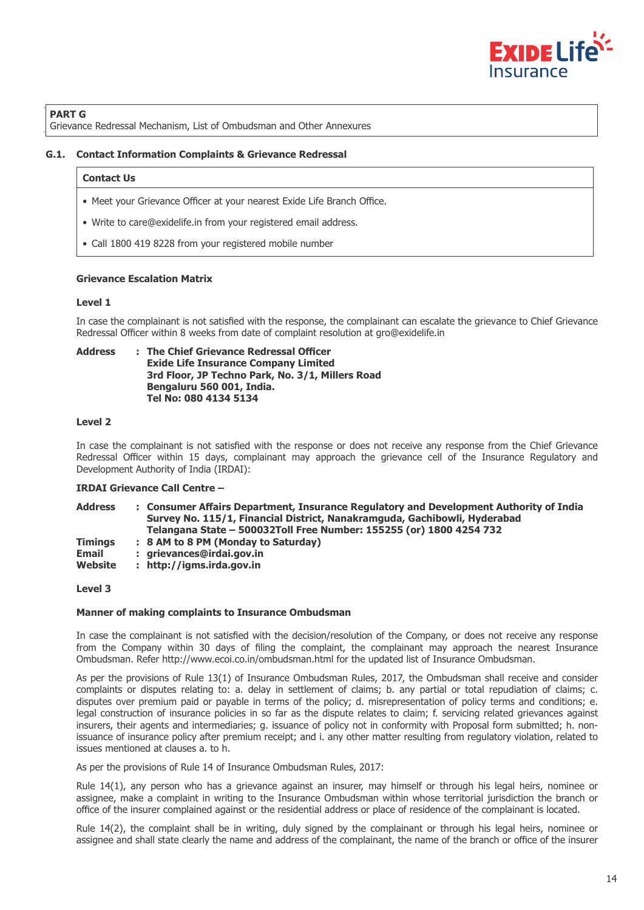**PART G**
Grievance Redressal Mechanism, List of Ombudsman and Other Annexures

## G.1. Contact Information Complaints & Grievance Redressal

**Contact Us**

- Meet your Grievance Officer at your nearest Exide Life Branch Office.
- Write to care@exidelife.in from your registered email address.
- Call 1800 419 8228 from your registered mobile number

### Grievance Escalation Matrix

**Level 1**

In case the complainant is not satisfied with the response, the complainant can escalate the grievance to Chief Grievance Redressal Officer within 8 weeks from date of complaint resolution at gro@exidelife.in

**Address : The Chief Grievance Redressal Officer**
**Exide Life Insurance Company Limited**
**3rd Floor, JP Techno Park, No. 3/1, Millers Road**
**Bengaluru 560 001, India.**
**Tel No: 080 4134 5134**

**Level 2**

In case the complainant is not satisfied with the response or does not receive any response from the Chief Grievance Redressal Officer within 15 days, complainant may approach the grievance cell of the Insurance Regulatory and Development Authority of India (IRDAI):

**IRDAI Grievance Call Centre –**

**Address : Consumer Affairs Department, Insurance Regulatory and Development Authority of India**
**Survey No. 115/1, Financial District, Nanakramguda, Gachibowli, Hyderabad**
**Telangana State – 500032Toll Free Number: 155255 (or) 1800 4254 732**
**Timings : 8 AM to 8 PM (Monday to Saturday)**
**Email : grievances@irdai.gov.in**
**Website : http://igms.irda.gov.in**

**Level 3**

**Manner of making complaints to Insurance Ombudsman**

In case the complainant is not satisfied with the decision/resolution of the Company, or does not receive any response from the Company within 30 days of filing the complaint, the complainant may approach the nearest Insurance Ombudsman. Refer http://www.ecoi.co.in/ombudsman.html for the updated list of Insurance Ombudsman.

As per the provisions of Rule 13(1) of Insurance Ombudsman Rules, 2017, the Ombudsman shall receive and consider complaints or disputes relating to: a. delay in settlement of claims; b. any partial or total repudiation of claims; c. disputes over premium paid or payable in terms of the policy; d. misrepresentation of policy terms and conditions; e. legal construction of insurance policies in so far as the dispute relates to claim; f. servicing related grievances against insurers, their agents and intermediaries; g. issuance of policy not in conformity with Proposal form submitted; h. non-issuance of insurance policy after premium receipt; and i. any other matter resulting from regulatory violation, related to issues mentioned at clauses a. to h.

As per the provisions of Rule 14 of Insurance Ombudsman Rules, 2017:

Rule 14(1), any person who has a grievance against an insurer, may himself or through his legal heirs, nominee or assignee, make a complaint in writing to the Insurance Ombudsman within whose territorial jurisdiction the branch or office of the insurer complained against or the residential address or place of residence of the complainant is located.

Rule 14(2), the complaint shall be in writing, duly signed by the complainant or through his legal heirs, nominee or assignee and shall state clearly the name and address of the complainant, the name of the branch or office of the insurer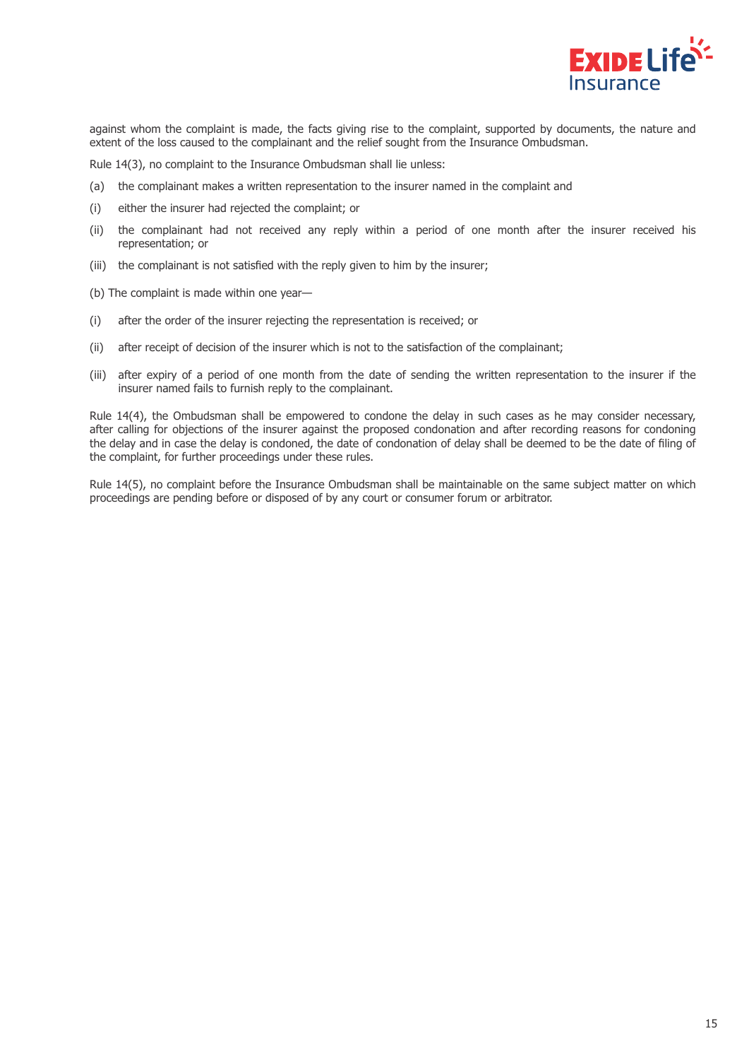against whom the complaint is made, the facts giving rise to the complaint, supported by documents, the nature and extent of the loss caused to the complainant and the relief sought from the Insurance Ombudsman.

Rule 14(3), no complaint to the Insurance Ombudsman shall lie unless:

(a) the complainant makes a written representation to the insurer named in the complaint and

(i) either the insurer had rejected the complaint; or

(ii) the complainant had not received any reply within a period of one month after the insurer received his representation; or

(iii) the complainant is not satisfied with the reply given to him by the insurer;

(b) The complaint is made within one year—

(i) after the order of the insurer rejecting the representation is received; or

(ii) after receipt of decision of the insurer which is not to the satisfaction of the complainant;

(iii) after expiry of a period of one month from the date of sending the written representation to the insurer if the insurer named fails to furnish reply to the complainant.

Rule 14(4), the Ombudsman shall be empowered to condone the delay in such cases as he may consider necessary, after calling for objections of the insurer against the proposed condonation and after recording reasons for condoning the delay and in case the delay is condoned, the date of condonation of delay shall be deemed to be the date of filing of the complaint, for further proceedings under these rules.

Rule 14(5), no complaint before the Insurance Ombudsman shall be maintainable on the same subject matter on which proceedings are pending before or disposed of by any court or consumer forum or arbitrator.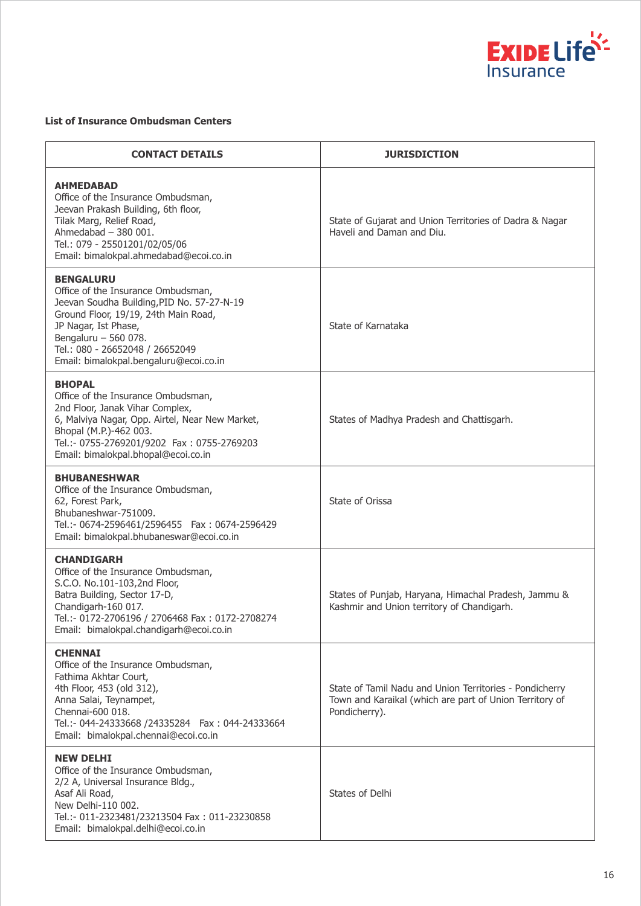**List of Insurance Ombudsman Centers**

| CONTACT DETAILS | JURISDICTION |
|---|---|
| **AHMEDABAD**<br>Office of the Insurance Ombudsman,<br>Jeevan Prakash Building, 6th floor,<br>Tilak Marg, Relief Road,<br>Ahmedabad – 380 001.<br>Tel.: 079 - 25501201/02/05/06<br>Email: bimalokpal.ahmedabad@ecoi.co.in | State of Gujarat and Union Territories of Dadra & Nagar Haveli and Daman and Diu. |
| **BENGALURU**<br>Office of the Insurance Ombudsman,<br>Jeevan Soudha Building,PID No. 57-27-N-19<br>Ground Floor, 19/19, 24th Main Road,<br>JP Nagar, Ist Phase,<br>Bengaluru – 560 078.<br>Tel.: 080 - 26652048 / 26652049<br>Email: bimalokpal.bengaluru@ecoi.co.in | State of Karnataka |
| **BHOPAL**<br>Office of the Insurance Ombudsman,<br>2nd Floor, Janak Vihar Complex,<br>6, Malviya Nagar, Opp. Airtel, Near New Market,<br>Bhopal (M.P.)-462 003.<br>Tel.:- 0755-2769201/9202 Fax : 0755-2769203<br>Email: bimalokpal.bhopal@ecoi.co.in | States of Madhya Pradesh and Chattisgarh. |
| **BHUBANESHWAR**<br>Office of the Insurance Ombudsman,<br>62, Forest Park,<br>Bhubaneshwar-751009.<br>Tel.:- 0674-2596461/2596455 Fax : 0674-2596429<br>Email: bimalokpal.bhubaneswar@ecoi.co.in | State of Orissa |
| **CHANDIGARH**<br>Office of the Insurance Ombudsman,<br>S.C.O. No.101-103,2nd Floor,<br>Batra Building, Sector 17-D,<br>Chandigarh-160 017.<br>Tel.:- 0172-2706196 / 2706468 Fax : 0172-2708274<br>Email: bimalokpal.chandigarh@ecoi.co.in | States of Punjab, Haryana, Himachal Pradesh, Jammu & Kashmir and Union territory of Chandigarh. |
| **CHENNAI**<br>Office of the Insurance Ombudsman,<br>Fathima Akhtar Court,<br>4th Floor, 453 (old 312),<br>Anna Salai, Teynampet,<br>Chennai-600 018.<br>Tel.:- 044-24333668 /24335284 Fax : 044-24333664<br>Email: bimalokpal.chennai@ecoi.co.in | State of Tamil Nadu and Union Territories - Pondicherry Town and Karaikal (which are part of Union Territory of Pondicherry). |
| **NEW DELHI**<br>Office of the Insurance Ombudsman,<br>2/2 A, Universal Insurance Bldg.,<br>Asaf Ali Road,<br>New Delhi-110 002.<br>Tel.:- 011-2323481/23213504 Fax : 011-23230858<br>Email: bimalokpal.delhi@ecoi.co.in | States of Delhi |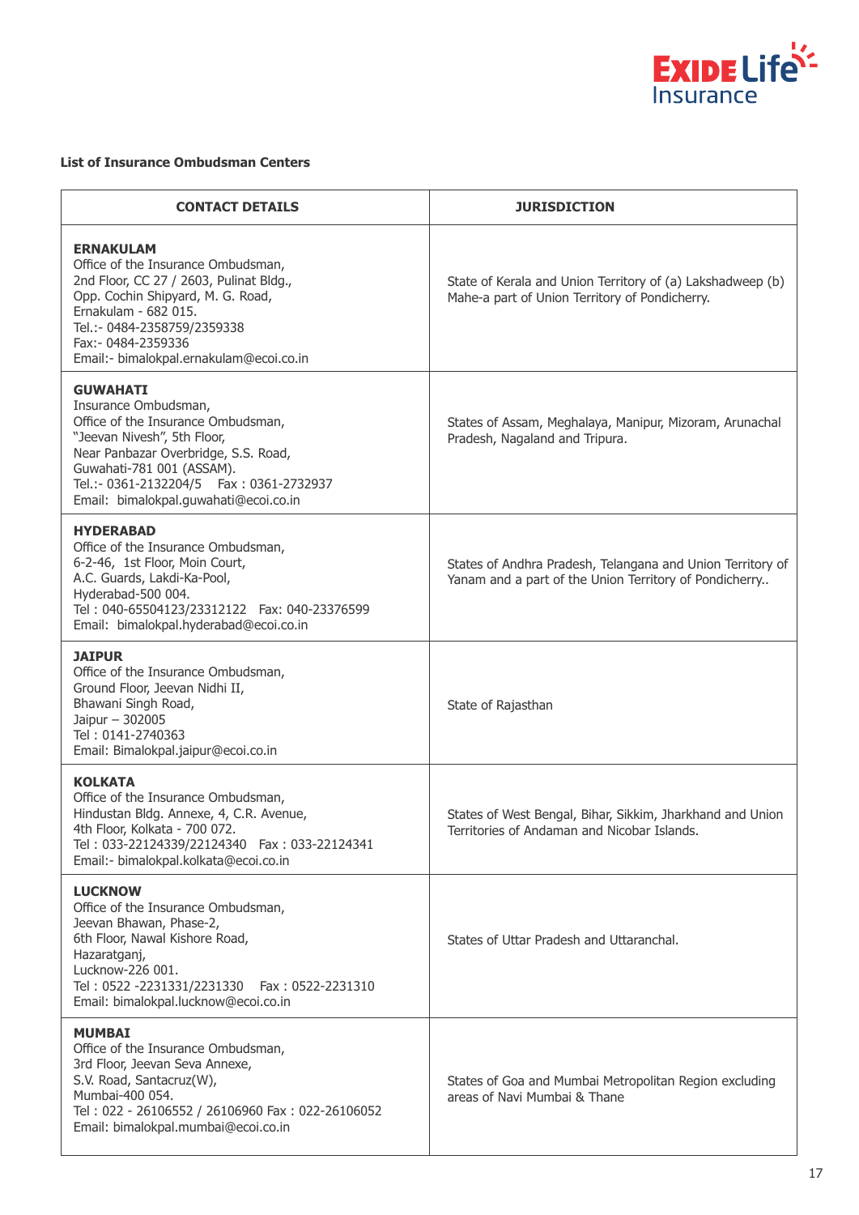**List of Insurance Ombudsman Centers**

| CONTACT DETAILS | JURISDICTION |
|---|---|
| **ERNAKULAM**<br>Office of the Insurance Ombudsman,<br>2nd Floor, CC 27 / 2603, Pulinat Bldg.,<br>Opp. Cochin Shipyard, M. G. Road,<br>Ernakulam - 682 015.<br>Tel.:- 0484-2358759/2359338<br>Fax:- 0484-2359336<br>Email:- bimalokpal.ernakulam@ecoi.co.in | State of Kerala and Union Territory of (a) Lakshadweep (b) Mahe-a part of Union Territory of Pondicherry. |
| **GUWAHATI**<br>Insurance Ombudsman,<br>Office of the Insurance Ombudsman,<br>"Jeevan Nivesh", 5th Floor,<br>Near Panbazar Overbridge, S.S. Road,<br>Guwahati-781 001 (ASSAM).<br>Tel.:- 0361-2132204/5 Fax : 0361-2732937<br>Email: bimalokpal.guwahati@ecoi.co.in | States of Assam, Meghalaya, Manipur, Mizoram, Arunachal Pradesh, Nagaland and Tripura. |
| **HYDERABAD**<br>Office of the Insurance Ombudsman,<br>6-2-46, 1st Floor, Moin Court,<br>A.C. Guards, Lakdi-Ka-Pool,<br>Hyderabad-500 004.<br>Tel : 040-65504123/23312122 Fax: 040-23376599<br>Email: bimalokpal.hyderabad@ecoi.co.in | States of Andhra Pradesh, Telangana and Union Territory of Yanam and a part of the Union Territory of Pondicherry.. |
| **JAIPUR**<br>Office of the Insurance Ombudsman,<br>Ground Floor, Jeevan Nidhi II,<br>Bhawani Singh Road,<br>Jaipur – 302005<br>Tel : 0141-2740363<br>Email: Bimalokpal.jaipur@ecoi.co.in | State of Rajasthan |
| **KOLKATA**<br>Office of the Insurance Ombudsman,<br>Hindustan Bldg. Annexe, 4, C.R. Avenue,<br>4th Floor, Kolkata - 700 072.<br>Tel : 033-22124339/22124340 Fax : 033-22124341<br>Email:- bimalokpal.kolkata@ecoi.co.in | States of West Bengal, Bihar, Sikkim, Jharkhand and Union Territories of Andaman and Nicobar Islands. |
| **LUCKNOW**<br>Office of the Insurance Ombudsman,<br>Jeevan Bhawan, Phase-2,<br>6th Floor, Nawal Kishore Road,<br>Hazaratganj,<br>Lucknow-226 001.<br>Tel : 0522 -2231331/2231330 Fax : 0522-2231310<br>Email: bimalokpal.lucknow@ecoi.co.in | States of Uttar Pradesh and Uttaranchal. |
| **MUMBAI**<br>Office of the Insurance Ombudsman,<br>3rd Floor, Jeevan Seva Annexe,<br>S.V. Road, Santacruz(W),<br>Mumbai-400 054.<br>Tel : 022 - 26106552 / 26106960 Fax : 022-26106052<br>Email: bimalokpal.mumbai@ecoi.co.in | States of Goa and Mumbai Metropolitan Region excluding areas of Navi Mumbai & Thane |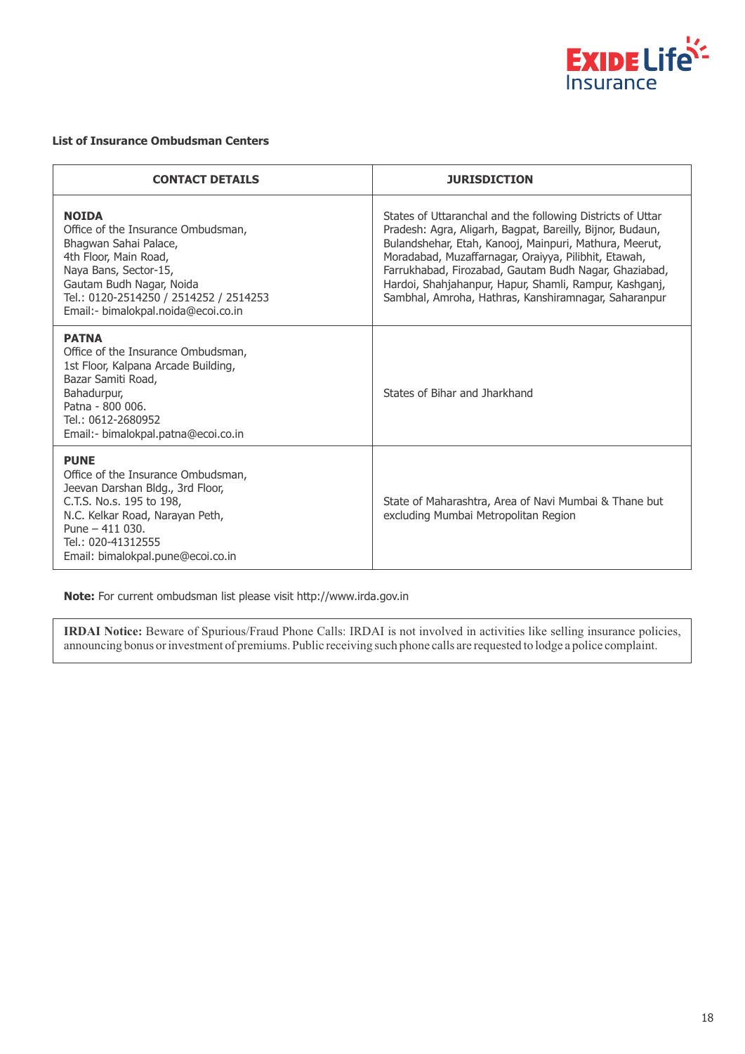**List of Insurance Ombudsman Centers**

| CONTACT DETAILS | JURISDICTION |
|---|---|
| **NOIDA**<br>Office of the Insurance Ombudsman,<br>Bhagwan Sahai Palace,<br>4th Floor, Main Road,<br>Naya Bans, Sector-15,<br>Gautam Budh Nagar, Noida<br>Tel.: 0120-2514250 / 2514252 / 2514253<br>Email:- bimalokpal.noida@ecoi.co.in | States of Uttaranchal and the following Districts of Uttar Pradesh: Agra, Aligarh, Bagpat, Bareilly, Bijnor, Budaun, Bulandshehar, Etah, Kanooj, Mainpuri, Mathura, Meerut, Moradabad, Muzaffarnagar, Oraiyya, Pilibhit, Etawah, Farrukhabad, Firozabad, Gautam Budh Nagar, Ghaziabad, Hardoi, Shahjahanpur, Hapur, Shamli, Rampur, Kashganj, Sambhal, Amroha, Hathras, Kanshiramnagar, Saharanpur |
| **PATNA**<br>Office of the Insurance Ombudsman,<br>1st Floor, Kalpana Arcade Building,<br>Bazar Samiti Road,<br>Bahadurpur,<br>Patna - 800 006.<br>Tel.: 0612-2680952<br>Email:- bimalokpal.patna@ecoi.co.in | States of Bihar and Jharkhand |
| **PUNE**<br>Office of the Insurance Ombudsman,<br>Jeevan Darshan Bldg., 3rd Floor,<br>C.T.S. No.s. 195 to 198,<br>N.C. Kelkar Road, Narayan Peth,<br>Pune – 411 030.<br>Tel.: 020-41312555<br>Email: bimalokpal.pune@ecoi.co.in | State of Maharashtra, Area of Navi Mumbai & Thane but excluding Mumbai Metropolitan Region |

**Note:** For current ombudsman list please visit http://www.irda.gov.in

**IRDAI Notice:** Beware of Spurious/Fraud Phone Calls: IRDAI is not involved in activities like selling insurance policies, announcing bonus or investment of premiums. Public receiving such phone calls are requested to lodge a police complaint.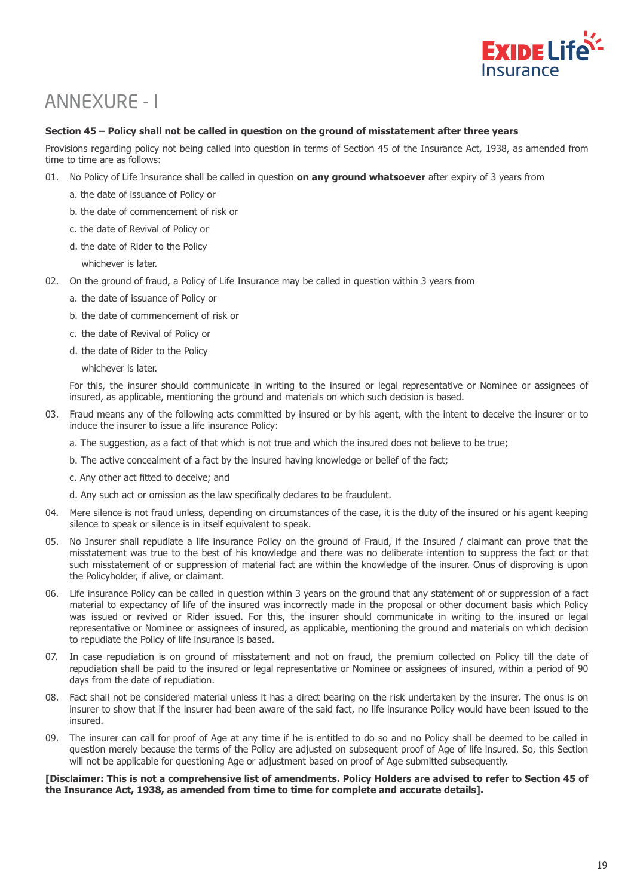# ANNEXURE - I

**Section 45 – Policy shall not be called in question on the ground of misstatement after three years**

Provisions regarding policy not being called into question in terms of Section 45 of the Insurance Act, 1938, as amended from time to time are as follows:

01. No Policy of Life Insurance shall be called in question **on any ground whatsoever** after expiry of 3 years from
    
    a. the date of issuance of Policy or
    
    b. the date of commencement of risk or
    
    c. the date of Revival of Policy or
    
    d. the date of Rider to the Policy
    
    whichever is later.

02. On the ground of fraud, a Policy of Life Insurance may be called in question within 3 years from
    
    a. the date of issuance of Policy or
    
    b. the date of commencement of risk or
    
    c. the date of Revival of Policy or
    
    d. the date of Rider to the Policy
    
    whichever is later.
    
    For this, the insurer should communicate in writing to the insured or legal representative or Nominee or assignees of insured, as applicable, mentioning the ground and materials on which such decision is based.

03. Fraud means any of the following acts committed by insured or by his agent, with the intent to deceive the insurer or to induce the insurer to issue a life insurance Policy:
    
    a. The suggestion, as a fact of that which is not true and which the insured does not believe to be true;
    
    b. The active concealment of a fact by the insured having knowledge or belief of the fact;
    
    c. Any other act fitted to deceive; and
    
    d. Any such act or omission as the law specifically declares to be fraudulent.

04. Mere silence is not fraud unless, depending on circumstances of the case, it is the duty of the insured or his agent keeping silence to speak or silence is in itself equivalent to speak.

05. No Insurer shall repudiate a life insurance Policy on the ground of Fraud, if the Insured / claimant can prove that the misstatement was true to the best of his knowledge and there was no deliberate intention to suppress the fact or that such misstatement of or suppression of material fact are within the knowledge of the insurer. Onus of disproving is upon the Policyholder, if alive, or claimant.

06. Life insurance Policy can be called in question within 3 years on the ground that any statement of or suppression of a fact material to expectancy of life of the insured was incorrectly made in the proposal or other document basis which Policy was issued or revived or Rider issued. For this, the insurer should communicate in writing to the insured or legal representative or Nominee or assignees of insured, as applicable, mentioning the ground and materials on which decision to repudiate the Policy of life insurance is based.

07. In case repudiation is on ground of misstatement and not on fraud, the premium collected on Policy till the date of repudiation shall be paid to the insured or legal representative or Nominee or assignees of insured, within a period of 90 days from the date of repudiation.

08. Fact shall not be considered material unless it has a direct bearing on the risk undertaken by the insurer. The onus is on insurer to show that if the insurer had been aware of the said fact, no life insurance Policy would have been issued to the insured.

09. The insurer can call for proof of Age at any time if he is entitled to do so and no Policy shall be deemed to be called in question merely because the terms of the Policy are adjusted on subsequent proof of Age of life insured. So, this Section will not be applicable for questioning Age or adjustment based on proof of Age submitted subsequently.

**[Disclaimer: This is not a comprehensive list of amendments. Policy Holders are advised to refer to Section 45 of the Insurance Act, 1938, as amended from time to time for complete and accurate details].**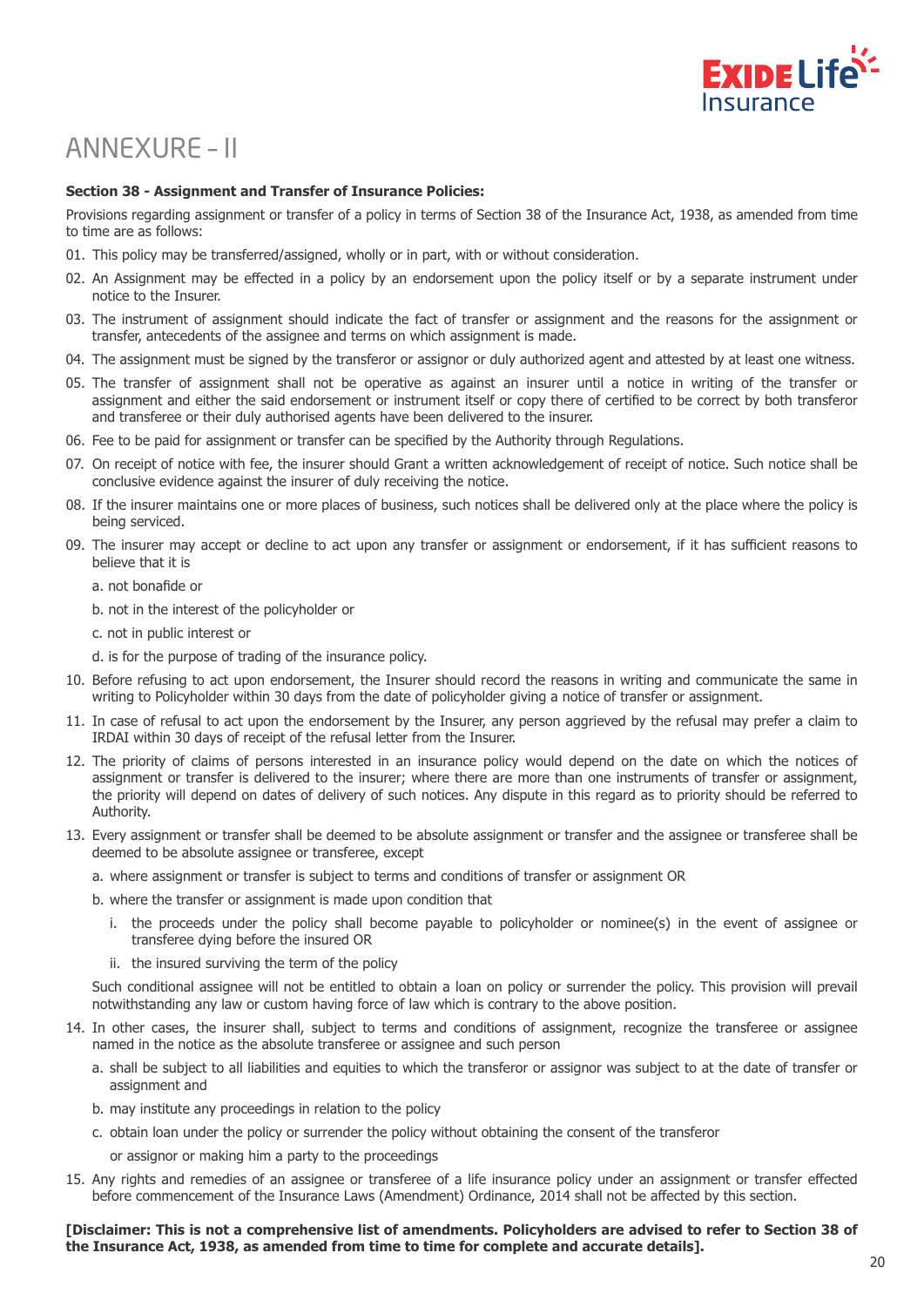# ANNEXURE – II

**Section 38 - Assignment and Transfer of Insurance Policies:**

Provisions regarding assignment or transfer of a policy in terms of Section 38 of the Insurance Act, 1938, as amended from time to time are as follows:

01. This policy may be transferred/assigned, wholly or in part, with or without consideration.
02. An Assignment may be effected in a policy by an endorsement upon the policy itself or by a separate instrument under notice to the Insurer.
03. The instrument of assignment should indicate the fact of transfer or assignment and the reasons for the assignment or transfer, antecedents of the assignee and terms on which assignment is made.
04. The assignment must be signed by the transferor or assignor or duly authorized agent and attested by at least one witness.
05. The transfer of assignment shall not be operative as against an insurer until a notice in writing of the transfer or assignment and either the said endorsement or instrument itself or copy there of certified to be correct by both transferor and transferee or their duly authorised agents have been delivered to the insurer.
06. Fee to be paid for assignment or transfer can be specified by the Authority through Regulations.
07. On receipt of notice with fee, the insurer should Grant a written acknowledgement of receipt of notice. Such notice shall be conclusive evidence against the insurer of duly receiving the notice.
08. If the insurer maintains one or more places of business, such notices shall be delivered only at the place where the policy is being serviced.
09. The insurer may accept or decline to act upon any transfer or assignment or endorsement, if it has sufficient reasons to believe that it is
    - a. not bonafide or
    - b. not in the interest of the policyholder or
    - c. not in public interest or
    - d. is for the purpose of trading of the insurance policy.
10. Before refusing to act upon endorsement, the Insurer should record the reasons in writing and communicate the same in writing to Policyholder within 30 days from the date of policyholder giving a notice of transfer or assignment.
11. In case of refusal to act upon the endorsement by the Insurer, any person aggrieved by the refusal may prefer a claim to IRDAI within 30 days of receipt of the refusal letter from the Insurer.
12. The priority of claims of persons interested in an insurance policy would depend on the date on which the notices of assignment or transfer is delivered to the insurer; where there are more than one instruments of transfer or assignment, the priority will depend on dates of delivery of such notices. Any dispute in this regard as to priority should be referred to Authority.
13. Every assignment or transfer shall be deemed to be absolute assignment or transfer and the assignee or transferee shall be deemed to be absolute assignee or transferee, except
    - a. where assignment or transfer is subject to terms and conditions of transfer or assignment OR
    - b. where the transfer or assignment is made upon condition that
        - i. the proceeds under the policy shall become payable to policyholder or nominee(s) in the event of assignee or transferee dying before the insured OR
        - ii. the insured surviving the term of the policy

    Such conditional assignee will not be entitled to obtain a loan on policy or surrender the policy. This provision will prevail notwithstanding any law or custom having force of law which is contrary to the above position.
14. In other cases, the insurer shall, subject to terms and conditions of assignment, recognize the transferee or assignee named in the notice as the absolute transferee or assignee and such person
    - a. shall be subject to all liabilities and equities to which the transferor or assignor was subject to at the date of transfer or assignment and
    - b. may institute any proceedings in relation to the policy
    - c. obtain loan under the policy or surrender the policy without obtaining the consent of the transferor

      or assignor or making him a party to the proceedings
15. Any rights and remedies of an assignee or transferee of a life insurance policy under an assignment or transfer effected before commencement of the Insurance Laws (Amendment) Ordinance, 2014 shall not be affected by this section.

**[Disclaimer: This is not a comprehensive list of amendments. Policyholders are advised to refer to Section 38 of the Insurance Act, 1938, as amended from time to time for complete and accurate details].**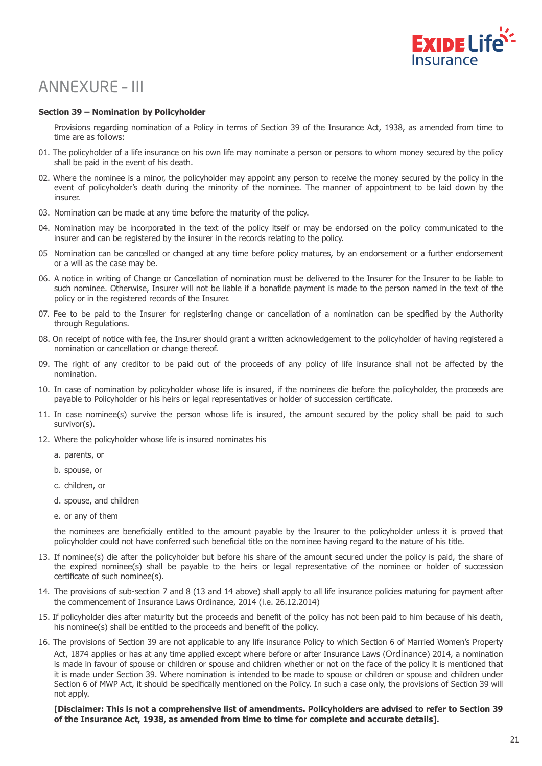# ANNEXURE – III

**Section 39 – Nomination by Policyholder**

Provisions regarding nomination of a Policy in terms of Section 39 of the Insurance Act, 1938, as amended from time to time are as follows:

01. The policyholder of a life insurance on his own life may nominate a person or persons to whom money secured by the policy shall be paid in the event of his death.

02. Where the nominee is a minor, the policyholder may appoint any person to receive the money secured by the policy in the event of policyholder's death during the minority of the nominee. The manner of appointment to be laid down by the insurer.

03. Nomination can be made at any time before the maturity of the policy.

04. Nomination may be incorporated in the text of the policy itself or may be endorsed on the policy communicated to the insurer and can be registered by the insurer in the records relating to the policy.

05 Nomination can be cancelled or changed at any time before policy matures, by an endorsement or a further endorsement or a will as the case may be.

06. A notice in writing of Change or Cancellation of nomination must be delivered to the Insurer for the Insurer to be liable to such nominee. Otherwise, Insurer will not be liable if a bonafide payment is made to the person named in the text of the policy or in the registered records of the Insurer.

07. Fee to be paid to the Insurer for registering change or cancellation of a nomination can be specified by the Authority through Regulations.

08. On receipt of notice with fee, the Insurer should grant a written acknowledgement to the policyholder of having registered a nomination or cancellation or change thereof.

09. The right of any creditor to be paid out of the proceeds of any policy of life insurance shall not be affected by the nomination.

10. In case of nomination by policyholder whose life is insured, if the nominees die before the policyholder, the proceeds are payable to Policyholder or his heirs or legal representatives or holder of succession certificate.

11. In case nominee(s) survive the person whose life is insured, the amount secured by the policy shall be paid to such survivor(s).

12. Where the policyholder whose life is insured nominates his

    a. parents, or

    b. spouse, or

    c. children, or

    d. spouse, and children

    e. or any of them

    the nominees are beneficially entitled to the amount payable by the Insurer to the policyholder unless it is proved that policyholder could not have conferred such beneficial title on the nominee having regard to the nature of his title.

13. If nominee(s) die after the policyholder but before his share of the amount secured under the policy is paid, the share of the expired nominee(s) shall be payable to the heirs or legal representative of the nominee or holder of succession certificate of such nominee(s).

14. The provisions of sub-section 7 and 8 (13 and 14 above) shall apply to all life insurance policies maturing for payment after the commencement of Insurance Laws Ordinance, 2014 (i.e. 26.12.2014)

15. If policyholder dies after maturity but the proceeds and benefit of the policy has not been paid to him because of his death, his nominee(s) shall be entitled to the proceeds and benefit of the policy.

16. The provisions of Section 39 are not applicable to any life insurance Policy to which Section 6 of Married Women's Property Act, 1874 applies or has at any time applied except where before or after Insurance Laws (Ordinance) 2014, a nomination is made in favour of spouse or children or spouse and children whether or not on the face of the policy it is mentioned that it is made under Section 39. Where nomination is intended to be made to spouse or children or spouse and children under Section 6 of MWP Act, it should be specifically mentioned on the Policy. In such a case only, the provisions of Section 39 will not apply.

**[Disclaimer: This is not a comprehensive list of amendments. Policyholders are advised to refer to Section 39 of the Insurance Act, 1938, as amended from time to time for complete and accurate details].**